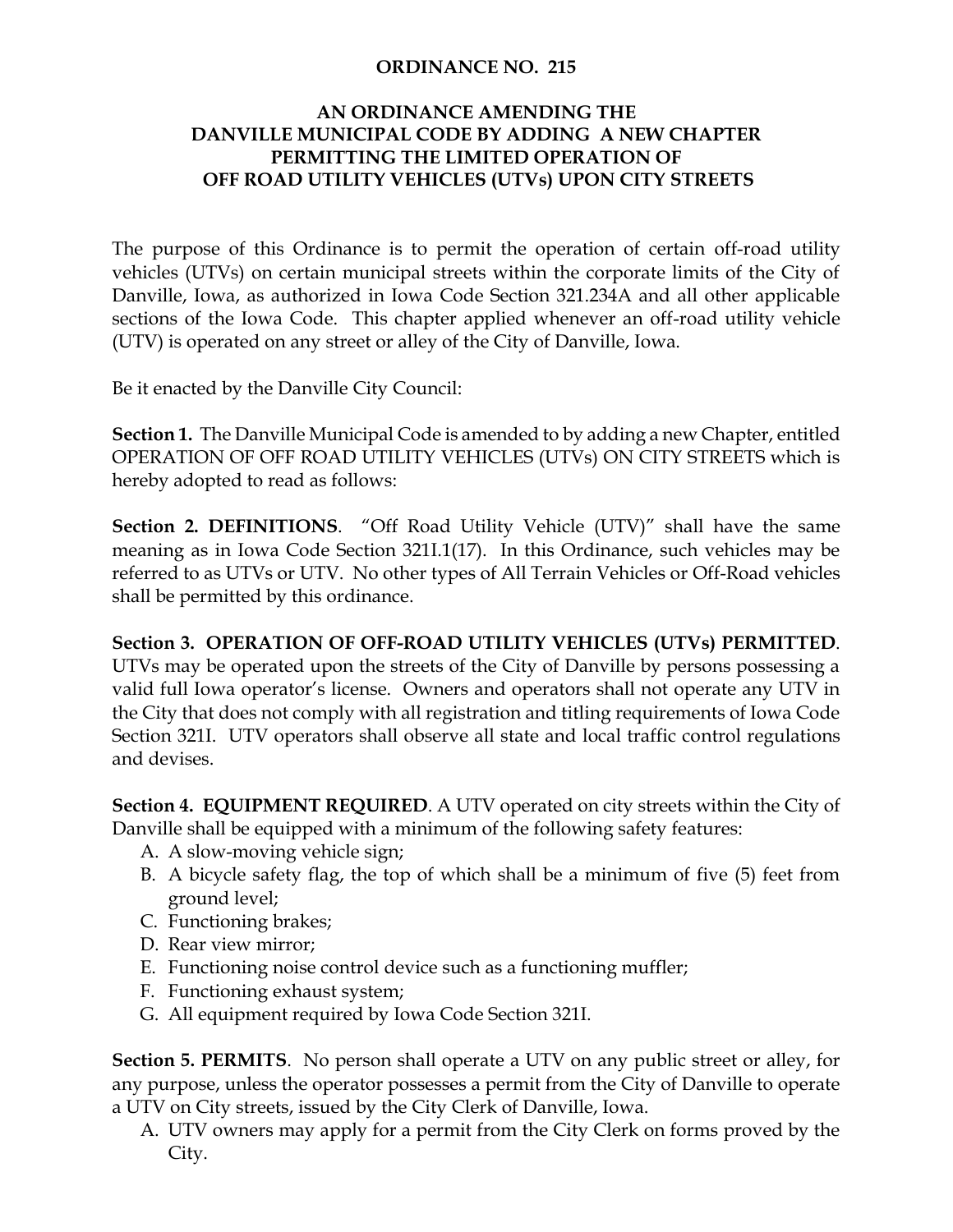**ORDINANCE NO. 215**

**AN ORDINANCE AMENDING THE DANVILLE MUNICIPAL CODE BY ADDING A NEW CHAPTER PERMITTING THE LIMITED OPERATION OF OFF ROAD UTILITY VEHICLES (UTVs) UPON CITY STREETS**

The purpose of this Ordinance is to permit the operation of certain off-road utility vehicles (UTVs) on certain municipal streets within the corporate limits of the City of Danville, Iowa, as authorized in Iowa Code Section 321.234A and all other applicable sections of the Iowa Code. This chapter applied whenever an off-road utility vehicle (UTV) is operated on any street or alley of the City of Danville, Iowa.

Be it enacted by the Danville City Council:

**Section 1.** The Danville Municipal Code is amended to by adding a new Chapter, entitled OPERATION OF OFF ROAD UTILITY VEHICLES (UTVs) ON CITY STREETS which is hereby adopted to read as follows:

**Section 2. DEFINITIONS**. "Off Road Utility Vehicle (UTV)" shall have the same meaning as in Iowa Code Section 321I.1(17). In this Ordinance, such vehicles may be referred to as UTVs or UTV. No other types of All Terrain Vehicles or Off-Road vehicles shall be permitted by this ordinance.

**Section 3. OPERATION OF OFF-ROAD UTILITY VEHICLES (UTVs) PERMITTED**. UTVs may be operated upon the streets of the City of Danville by persons possessing a valid full Iowa operator's license. Owners and operators shall not operate any UTV in the City that does not comply with all registration and titling requirements of Iowa Code Section 321I. UTV operators shall observe all state and local traffic control regulations and devises.

**Section 4. EQUIPMENT REQUIRED**. A UTV operated on city streets within the City of Danville shall be equipped with a minimum of the following safety features:

A. A slow-moving vehicle sign;
B. A bicycle safety flag, the top of which shall be a minimum of five (5) feet from ground level;
C. Functioning brakes;
D. Rear view mirror;
E. Functioning noise control device such as a functioning muffler;
F. Functioning exhaust system;
G. All equipment required by Iowa Code Section 321I.

**Section 5. PERMITS**. No person shall operate a UTV on any public street or alley, for any purpose, unless the operator possesses a permit from the City of Danville to operate a UTV on City streets, issued by the City Clerk of Danville, Iowa.

A. UTV owners may apply for a permit from the City Clerk on forms proved by the City.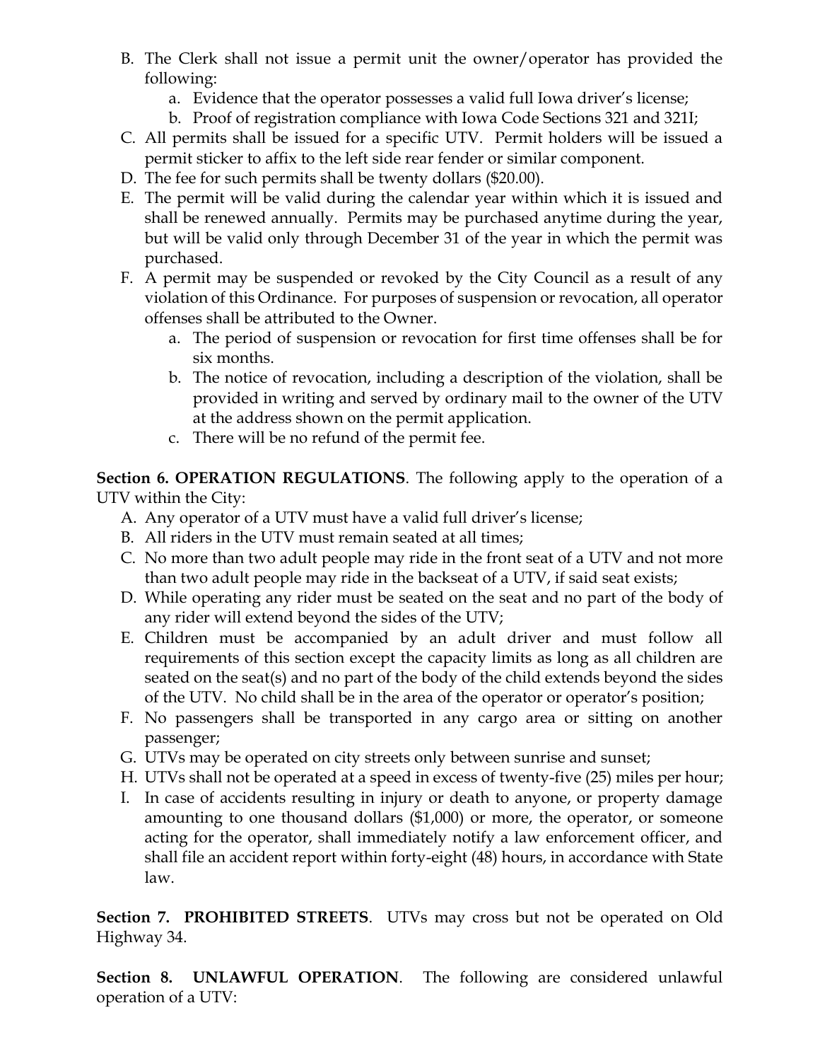B. The Clerk shall not issue a permit unit the owner/operator has provided the following:
   a. Evidence that the operator possesses a valid full Iowa driver's license;
   b. Proof of registration compliance with Iowa Code Sections 321 and 321I;
C. All permits shall be issued for a specific UTV. Permit holders will be issued a permit sticker to affix to the left side rear fender or similar component.
D. The fee for such permits shall be twenty dollars ($20.00).
E. The permit will be valid during the calendar year within which it is issued and shall be renewed annually. Permits may be purchased anytime during the year, but will be valid only through December 31 of the year in which the permit was purchased.
F. A permit may be suspended or revoked by the City Council as a result of any violation of this Ordinance. For purposes of suspension or revocation, all operator offenses shall be attributed to the Owner.
   a. The period of suspension or revocation for first time offenses shall be for six months.
   b. The notice of revocation, including a description of the violation, shall be provided in writing and served by ordinary mail to the owner of the UTV at the address shown on the permit application.
   c. There will be no refund of the permit fee.

**Section 6. OPERATION REGULATIONS**. The following apply to the operation of a UTV within the City:

A. Any operator of a UTV must have a valid full driver's license;
B. All riders in the UTV must remain seated at all times;
C. No more than two adult people may ride in the front seat of a UTV and not more than two adult people may ride in the backseat of a UTV, if said seat exists;
D. While operating any rider must be seated on the seat and no part of the body of any rider will extend beyond the sides of the UTV;
E. Children must be accompanied by an adult driver and must follow all requirements of this section except the capacity limits as long as all children are seated on the seat(s) and no part of the body of the child extends beyond the sides of the UTV. No child shall be in the area of the operator or operator's position;
F. No passengers shall be transported in any cargo area or sitting on another passenger;
G. UTVs may be operated on city streets only between sunrise and sunset;
H. UTVs shall not be operated at a speed in excess of twenty-five (25) miles per hour;
I. In case of accidents resulting in injury or death to anyone, or property damage amounting to one thousand dollars ($1,000) or more, the operator, or someone acting for the operator, shall immediately notify a law enforcement officer, and shall file an accident report within forty-eight (48) hours, in accordance with State law.

**Section 7. PROHIBITED STREETS**. UTVs may cross but not be operated on Old Highway 34.

**Section 8. UNLAWFUL OPERATION**. The following are considered unlawful operation of a UTV: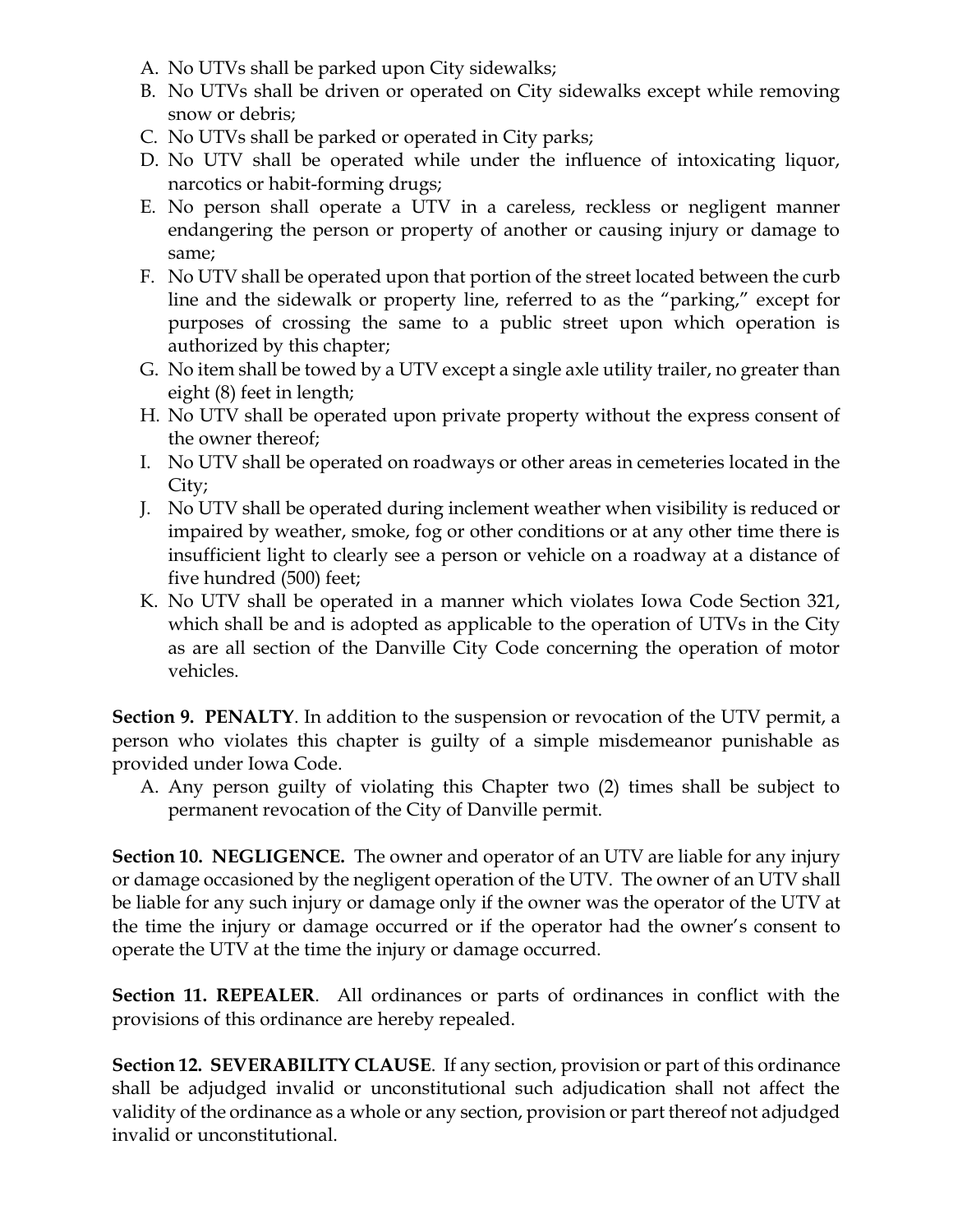A. No UTVs shall be parked upon City sidewalks;
B. No UTVs shall be driven or operated on City sidewalks except while removing snow or debris;
C. No UTVs shall be parked or operated in City parks;
D. No UTV shall be operated while under the influence of intoxicating liquor, narcotics or habit-forming drugs;
E. No person shall operate a UTV in a careless, reckless or negligent manner endangering the person or property of another or causing injury or damage to same;
F. No UTV shall be operated upon that portion of the street located between the curb line and the sidewalk or property line, referred to as the "parking," except for purposes of crossing the same to a public street upon which operation is authorized by this chapter;
G. No item shall be towed by a UTV except a single axle utility trailer, no greater than eight (8) feet in length;
H. No UTV shall be operated upon private property without the express consent of the owner thereof;
I. No UTV shall be operated on roadways or other areas in cemeteries located in the City;
J. No UTV shall be operated during inclement weather when visibility is reduced or impaired by weather, smoke, fog or other conditions or at any other time there is insufficient light to clearly see a person or vehicle on a roadway at a distance of five hundred (500) feet;
K. No UTV shall be operated in a manner which violates Iowa Code Section 321, which shall be and is adopted as applicable to the operation of UTVs in the City as are all section of the Danville City Code concerning the operation of motor vehicles.

**Section 9. PENALTY**. In addition to the suspension or revocation of the UTV permit, a person who violates this chapter is guilty of a simple misdemeanor punishable as provided under Iowa Code.

A. Any person guilty of violating this Chapter two (2) times shall be subject to permanent revocation of the City of Danville permit.

**Section 10. NEGLIGENCE.** The owner and operator of an UTV are liable for any injury or damage occasioned by the negligent operation of the UTV. The owner of an UTV shall be liable for any such injury or damage only if the owner was the operator of the UTV at the time the injury or damage occurred or if the operator had the owner's consent to operate the UTV at the time the injury or damage occurred.

**Section 11. REPEALER**. All ordinances or parts of ordinances in conflict with the provisions of this ordinance are hereby repealed.

**Section 12. SEVERABILITY CLAUSE**. If any section, provision or part of this ordinance shall be adjudged invalid or unconstitutional such adjudication shall not affect the validity of the ordinance as a whole or any section, provision or part thereof not adjudged invalid or unconstitutional.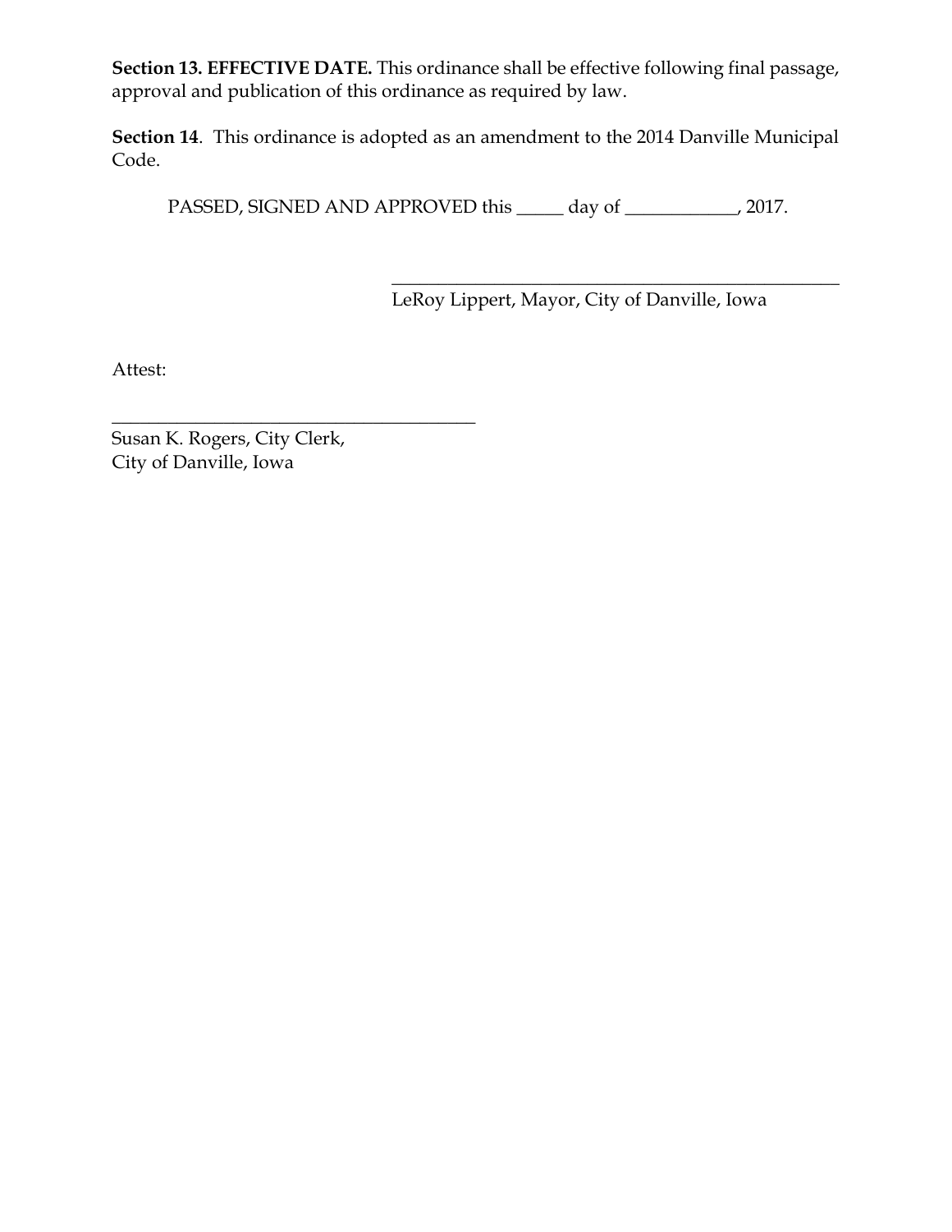**Section 13. EFFECTIVE DATE.** This ordinance shall be effective following final passage, approval and publication of this ordinance as required by law.

**Section 14**. This ordinance is adopted as an amendment to the 2014 Danville Municipal Code.

PASSED, SIGNED AND APPROVED this _____ day of ____________, 2017.

__________________________________________________
LeRoy Lippert, Mayor, City of Danville, Iowa

Attest:

________________________________________
Susan K. Rogers, City Clerk,
City of Danville, Iowa